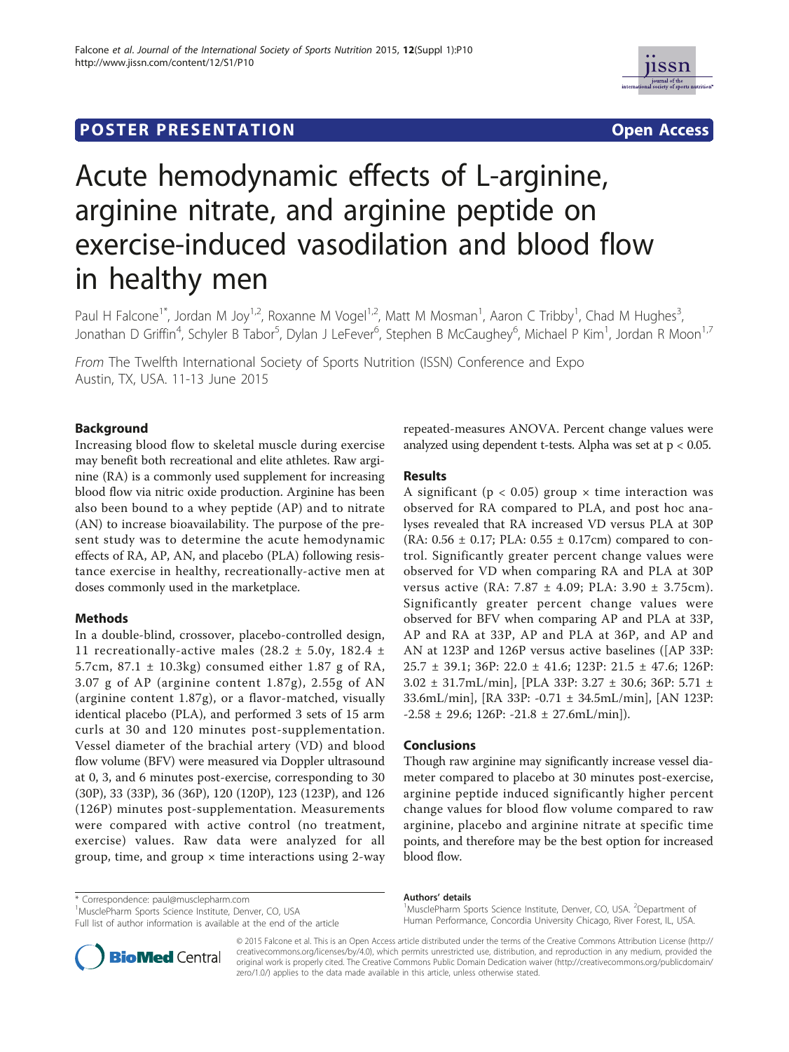POSTER PRESENTATION

Open Access

# Acute hemodynamic effects of L-arginine, arginine nitrate, and arginine peptide on exercise-induced vasodilation and blood flow in healthy men

Paul H Falcone[1*], Jordan M Joy[1,2], Roxanne M Vogel[1,2], Matt M Mosman[1], Aaron C Tribby[1], Chad M Hughes[3], Jonathan D Griffin[4], Schyler B Tabor[5], Dylan J LeFever[6], Stephen B McCaughey[6], Michael P Kim[1], Jordan R Moon[1,7]

*From* The Twelfth International Society of Sports Nutrition (ISSN) Conference and Expo
Austin, TX, USA. 11-13 June 2015

## Background

Increasing blood flow to skeletal muscle during exercise may benefit both recreational and elite athletes. Raw arginine (RA) is a commonly used supplement for increasing blood flow via nitric oxide production. Arginine has been also been bound to a whey peptide (AP) and to nitrate (AN) to increase bioavailability. The purpose of the present study was to determine the acute hemodynamic effects of RA, AP, AN, and placebo (PLA) following resistance exercise in healthy, recreationally-active men at doses commonly used in the marketplace.

## Methods

In a double-blind, crossover, placebo-controlled design, 11 recreationally-active males (28.2 ± 5.0y, 182.4 ± 5.7cm, 87.1 ± 10.3kg) consumed either 1.87 g of RA, 3.07 g of AP (arginine content 1.87g), 2.55g of AN (arginine content 1.87g), or a flavor-matched, visually identical placebo (PLA), and performed 3 sets of 15 arm curls at 30 and 120 minutes post-supplementation. Vessel diameter of the brachial artery (VD) and blood flow volume (BFV) were measured via Doppler ultrasound at 0, 3, and 6 minutes post-exercise, corresponding to 30 (30P), 33 (33P), 36 (36P), 120 (120P), 123 (123P), and 126 (126P) minutes post-supplementation. Measurements were compared with active control (no treatment, exercise) values. Raw data were analyzed for all group, time, and group × time interactions using 2-way repeated-measures ANOVA. Percent change values were analyzed using dependent t-tests. Alpha was set at $p < 0.05$.

## Results

A significant ($p < 0.05$) group × time interaction was observed for RA compared to PLA, and post hoc analyses revealed that RA increased VD versus PLA at 30P (RA: 0.56 ± 0.17; PLA: 0.55 ± 0.17cm) compared to control. Significantly greater percent change values were observed for VD when comparing RA and PLA at 30P versus active (RA: 7.87 ± 4.09; PLA: 3.90 ± 3.75cm). Significantly greater percent change values were observed for BFV when comparing AP and PLA at 33P, AP and RA at 33P, AP and PLA at 36P, and AP and AN at 123P and 126P versus active baselines ([AP 33P: 25.7 ± 39.1; 36P: 22.0 ± 41.6; 123P: 21.5 ± 47.6; 126P: 3.02 ± 31.7mL/min], [PLA 33P: 3.27 ± 30.6; 36P: 5.71 ± 33.6mL/min], [RA 33P: -0.71 ± 34.5mL/min], [AN 123P: -2.58 ± 29.6; 126P: -21.8 ± 27.6mL/min]).

## Conclusions

Though raw arginine may significantly increase vessel diameter compared to placebo at 30 minutes post-exercise, arginine peptide induced significantly higher percent change values for blood flow volume compared to raw arginine, placebo and arginine nitrate at specific time points, and therefore may be the best option for increased blood flow.

\* Correspondence: paul@musclepharm.com
[1]MusclePharm Sports Science Institute, Denver, CO, USA
Full list of author information is available at the end of the article

**Authors' details**
[1]MusclePharm Sports Science Institute, Denver, CO, USA. [2]Department of Human Performance, Concordia University Chicago, River Forest, IL, USA.

© 2015 Falcone et al. This is an Open Access article distributed under the terms of the Creative Commons Attribution License (http://creativecommons.org/licenses/by/4.0), which permits unrestricted use, distribution, and reproduction in any medium, provided the original work is properly cited. The Creative Commons Public Domain Dedication waiver (http://creativecommons.org/publicdomain/zero/1.0/) applies to the data made available in this article, unless otherwise stated.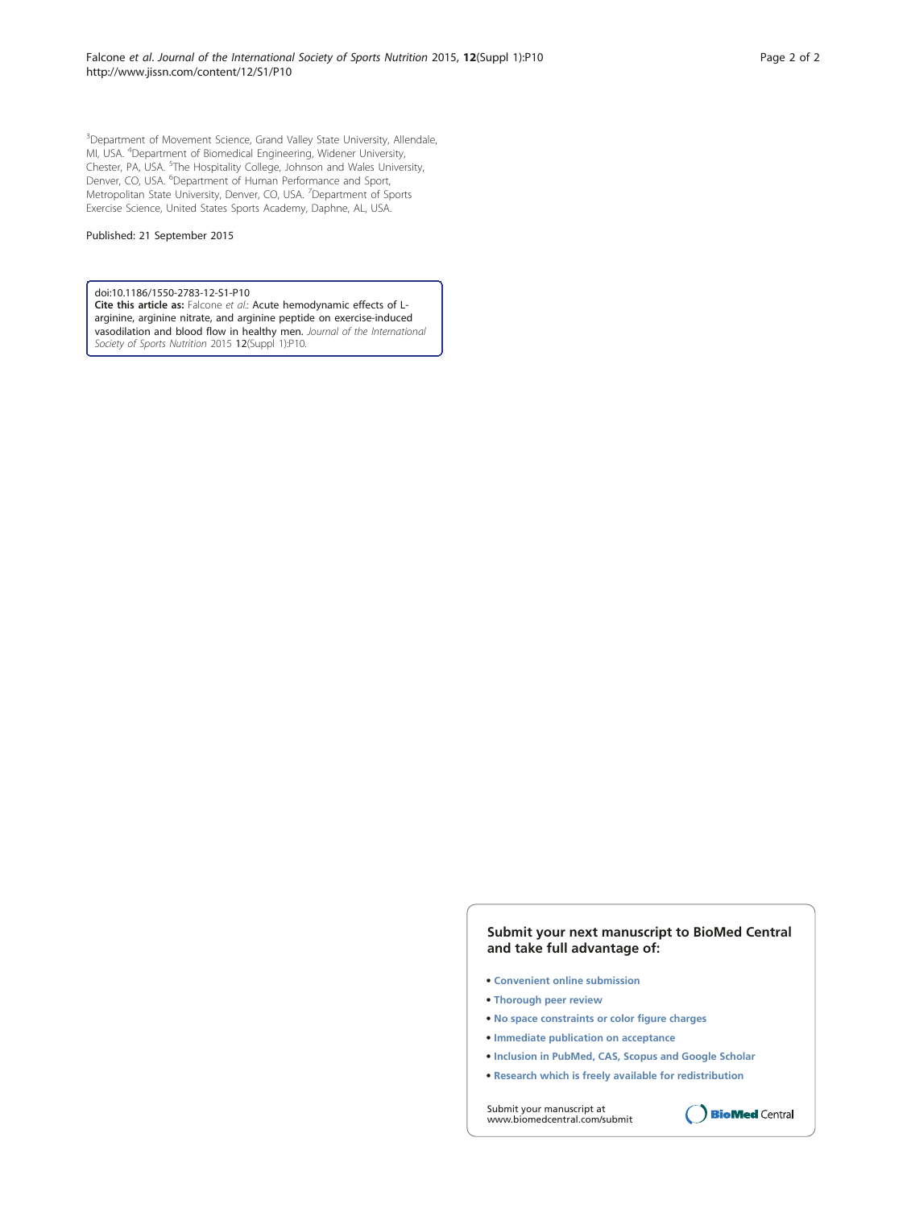[3]Department of Movement Science, Grand Valley State University, Allendale, MI, USA. [4]Department of Biomedical Engineering, Widener University, Chester, PA, USA. [5]The Hospitality College, Johnson and Wales University, Denver, CO, USA. [6]Department of Human Performance and Sport, Metropolitan State University, Denver, CO, USA. [7]Department of Sports Exercise Science, United States Sports Academy, Daphne, AL, USA.

Published: 21 September 2015

doi:10.1186/1550-2783-12-S1-P10

**Cite this article as:** Falcone *et al.*: Acute hemodynamic effects of L-arginine, arginine nitrate, and arginine peptide on exercise-induced vasodilation and blood flow in healthy men. *Journal of the International Society of Sports Nutrition* 2015 **12**(Suppl 1):P10.

**Submit your next manuscript to BioMed Central and take full advantage of:**

- **Convenient online submission**
- **Thorough peer review**
- **No space constraints or color figure charges**
- **Immediate publication on acceptance**
- **Inclusion in PubMed, CAS, Scopus and Google Scholar**
- **Research which is freely available for redistribution**

Submit your manuscript at www.biomedcentral.com/submit

BioMed Central